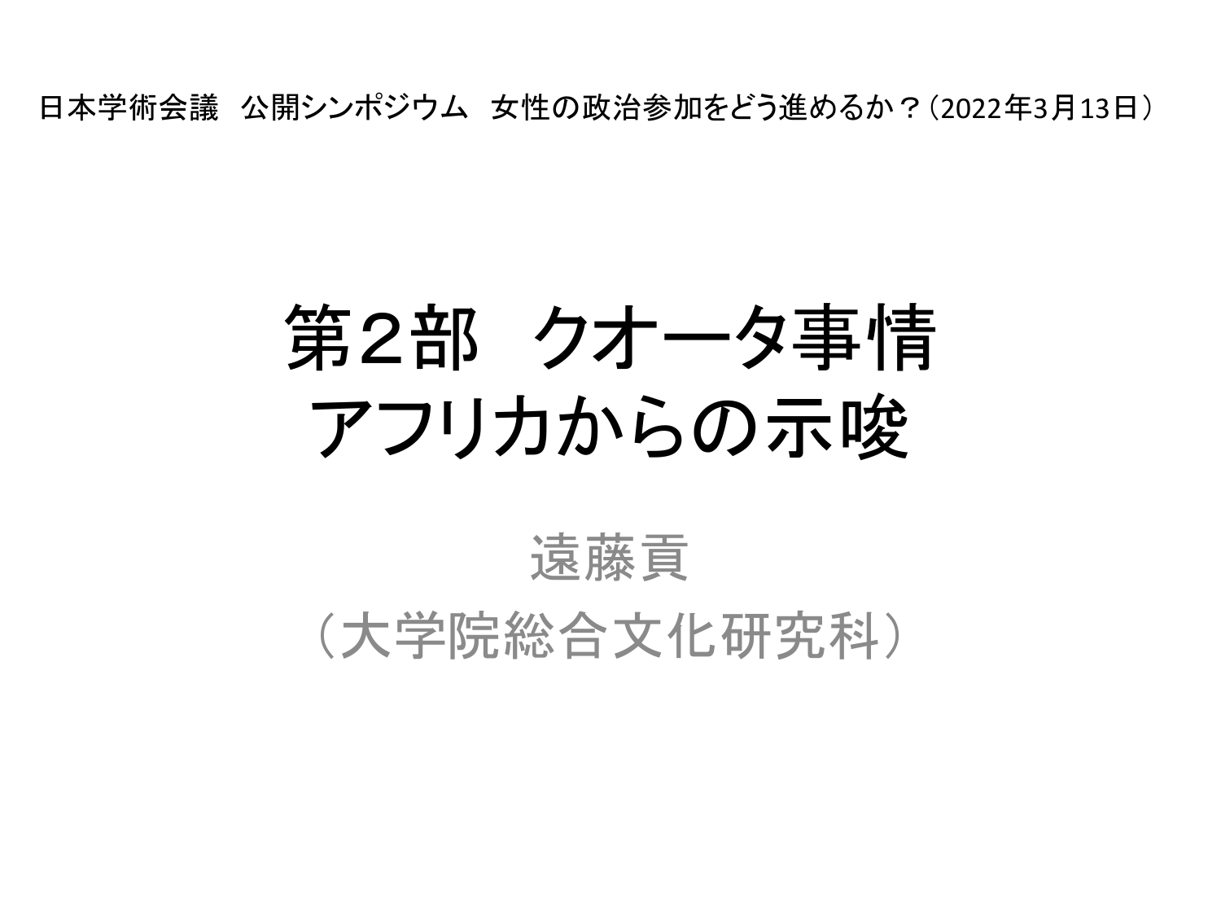日本学術会議　公開シンポジウム　女性の政治参加をどう進めるか？（2022年3月13日）

# 第2部　クオータ事情
# アフリカからの示唆

遠藤貢

（大学院総合文化研究科）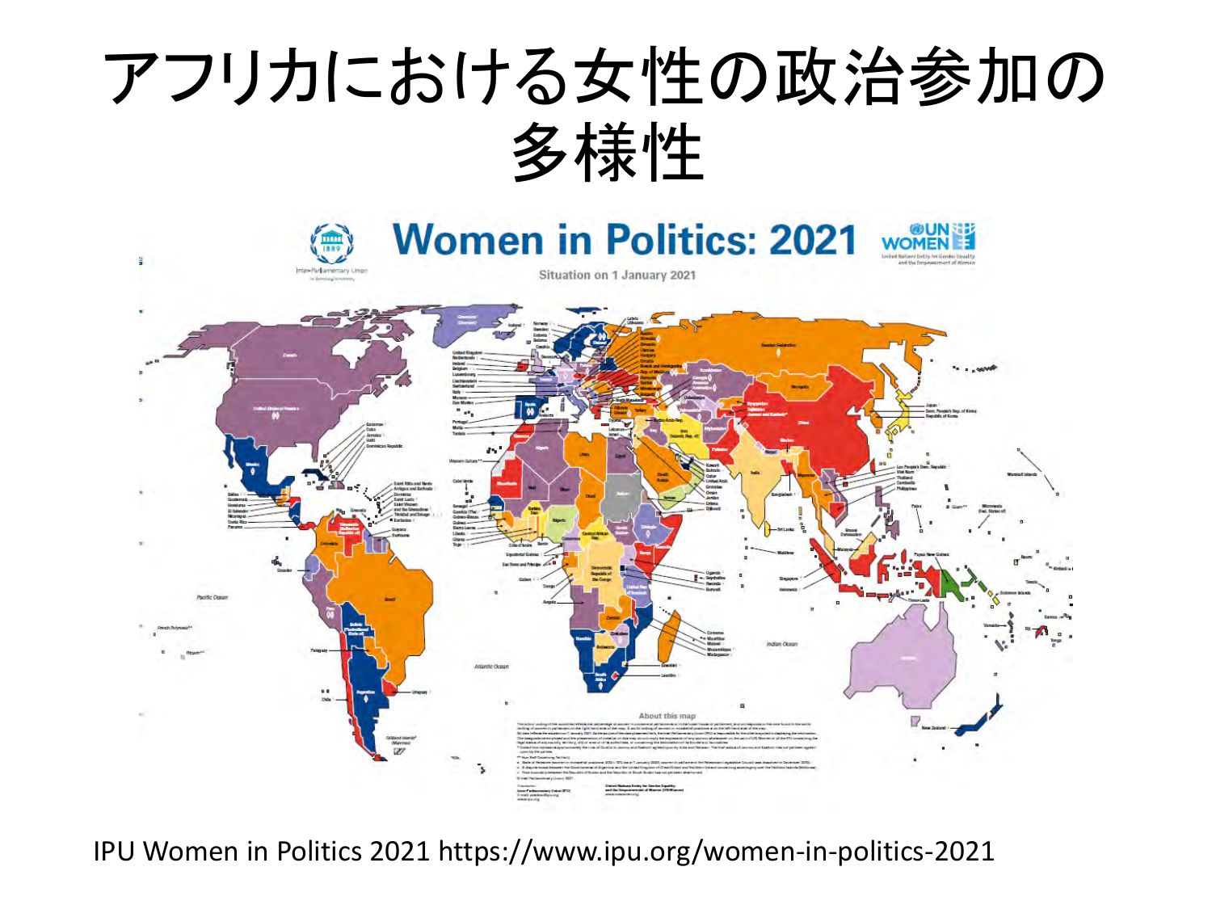# アフリカにおける女性の政治参加の多様性

IPU Women in Politics 2021 https://www.ipu.org/women-in-politics-2021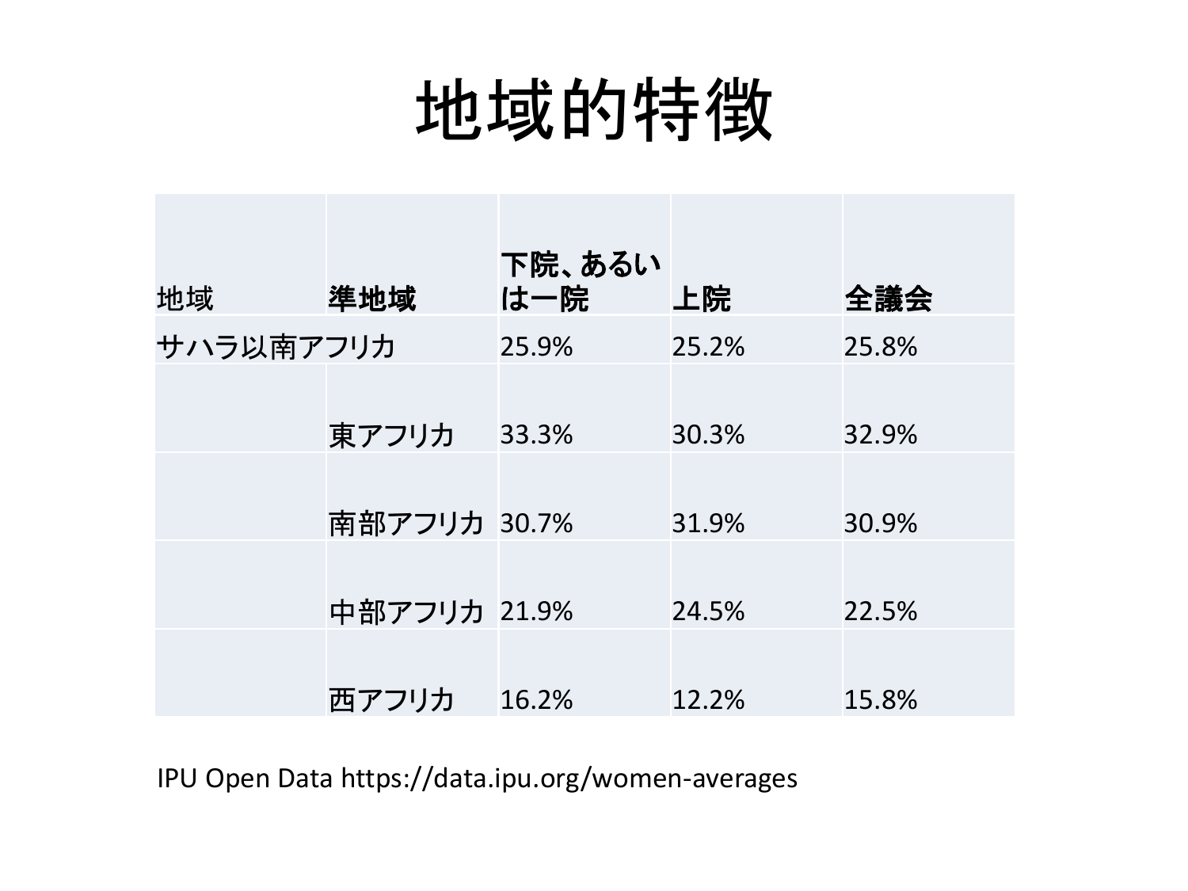# 地域的特徴

| 地域 | 準地域 | 下院、あるいは一院 | 上院 | 全議会 |
|---|---|---|---|---|
| サハラ以南アフリカ | | 25.9% | 25.2% | 25.8% |
| | 東アフリカ | 33.3% | 30.3% | 32.9% |
| | 南部アフリカ | 30.7% | 31.9% | 30.9% |
| | 中部アフリカ | 21.9% | 24.5% | 22.5% |
| | 西アフリカ | 16.2% | 12.2% | 15.8% |

IPU Open Data https://data.ipu.org/women-averages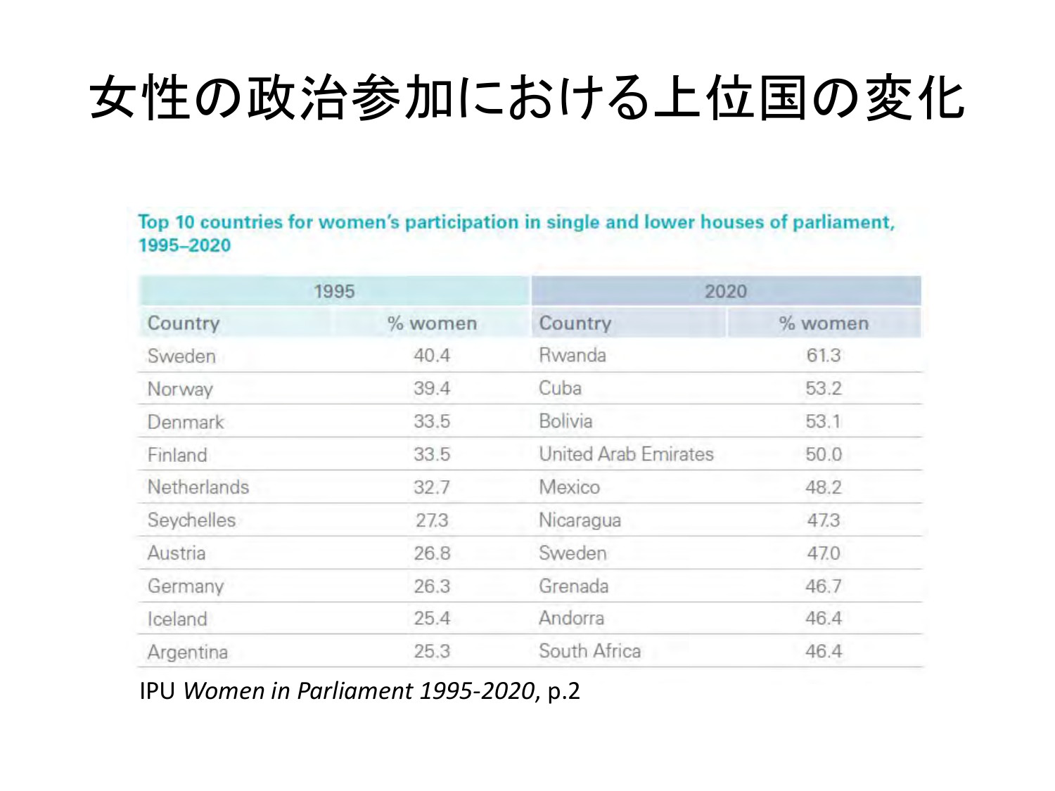# 女性の政治参加における上位国の変化

**Top 10 countries for women's participation in single and lower houses of parliament, 1995–2020**

| 1995 | | 2020 | |
|---|---|---|---|
| Country | % women | Country | % women |
| Sweden | 40.4 | Rwanda | 61.3 |
| Norway | 39.4 | Cuba | 53.2 |
| Denmark | 33.5 | Bolivia | 53.1 |
| Finland | 33.5 | United Arab Emirates | 50.0 |
| Netherlands | 32.7 | Mexico | 48.2 |
| Seychelles | 27.3 | Nicaragua | 47.3 |
| Austria | 26.8 | Sweden | 47.0 |
| Germany | 26.3 | Grenada | 46.7 |
| Iceland | 25.4 | Andorra | 46.4 |
| Argentina | 25.3 | South Africa | 46.4 |

IPU *Women in Parliament 1995-2020*, p.2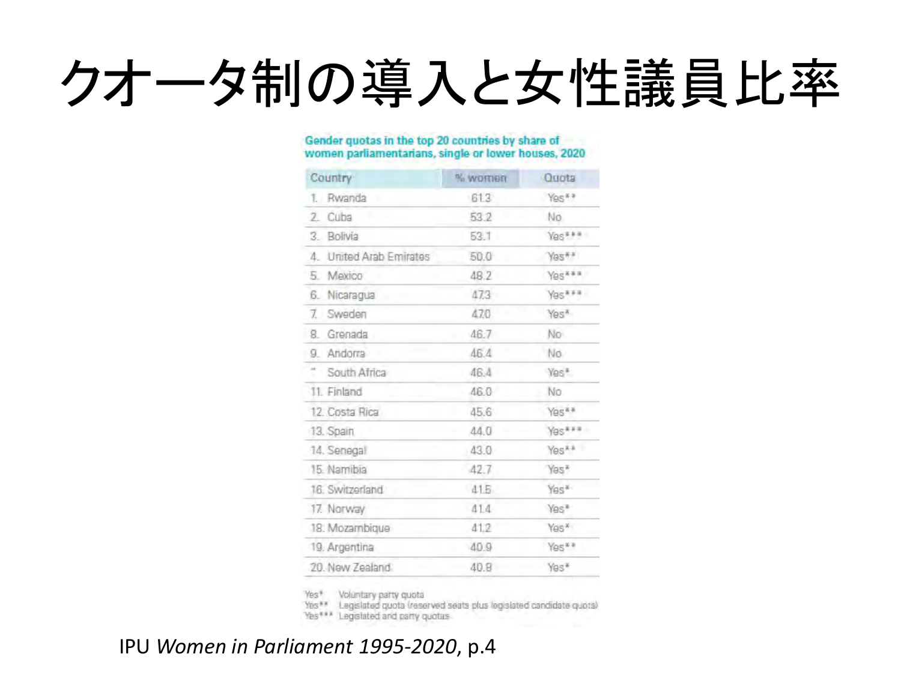# クオータ制の導入と女性議員比率

**Gender quotas in the top 20 countries by share of women parliamentarians, single or lower houses, 2020**

| Country | % women | Quota |
|---|---|---|
| 1. Rwanda | 61.3 | Yes** |
| 2. Cuba | 53.2 | No |
| 3. Bolivia | 53.1 | Yes*** |
| 4. United Arab Emirates | 50.0 | Yes** |
| 5. Mexico | 48.2 | Yes*** |
| 6. Nicaragua | 47.3 | Yes*** |
| 7. Sweden | 47.0 | Yes* |
| 8. Grenada | 46.7 | No |
| 9. Andorra | 46.4 | No |
| " South Africa | 46.4 | Yes* |
| 11. Finland | 46.0 | No |
| 12. Costa Rica | 45.6 | Yes** |
| 13. Spain | 44.0 | Yes*** |
| 14. Senegal | 43.0 | Yes** |
| 15. Namibia | 42.7 | Yes* |
| 16. Switzerland | 41.5 | Yes* |
| 17. Norway | 41.4 | Yes* |
| 18. Mozambique | 41.2 | Yes* |
| 19. Argentina | 40.9 | Yes** |
| 20. New Zealand | 40.8 | Yes* |

Yes* Voluntary party quota
Yes** Legislated quota (reserved seats plus legislated candidate quota)
Yes*** Legislated and party quotas

IPU *Women in Parliament 1995-2020*, p.4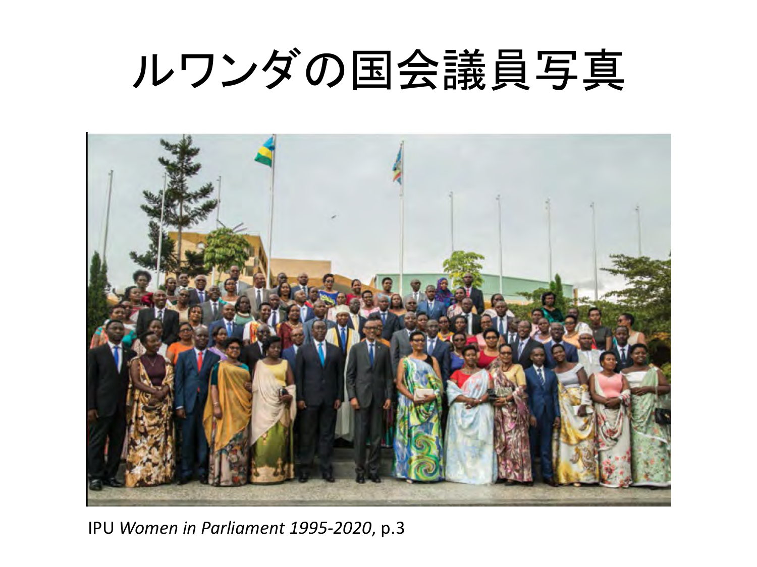# ルワンダの国会議員写真

IPU *Women in Parliament 1995-2020*, p.3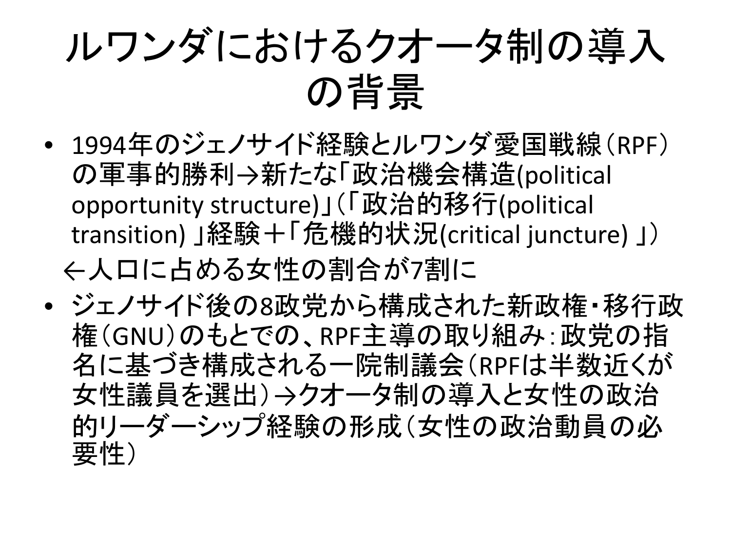# ルワンダにおけるクオータ制の導入の背景

- 1994年のジェノサイド経験とルワンダ愛国戦線（RPF）の軍事的勝利→新たな「政治機会構造(political opportunity structure)」（「政治的移行(political transition) 」経験＋「危機的状況(critical juncture) 」）

  ←人口に占める女性の割合が7割に

- ジェノサイド後の8政党から構成された新政権・移行政権（GNU）のもとでの、RPF主導の取り組み：政党の指名に基づき構成される一院制議会（RPFは半数近くが女性議員を選出）→クオータ制の導入と女性の政治的リーダーシップ経験の形成（女性の政治動員の必要性）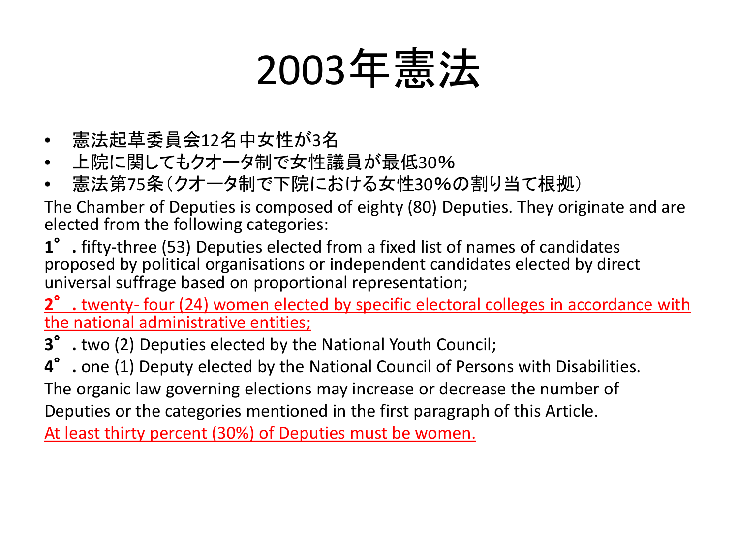# 2003年憲法

- 憲法起草委員会12名中女性が3名
- 上院に関してもクオータ制で女性議員が最低30%
- 憲法第75条（クオータ制で下院における女性30%の割り当て根拠）

The Chamber of Deputies is composed of eighty (80) Deputies. They originate and are elected from the following categories:

**1°.** fifty-three (53) Deputies elected from a fixed list of names of candidates proposed by political organisations or independent candidates elected by direct universal suffrage based on proportional representation;

**2°.** twenty- four (24) women elected by specific electoral colleges in accordance with the national administrative entities;

**3°.** two (2) Deputies elected by the National Youth Council;

**4°.** one (1) Deputy elected by the National Council of Persons with Disabilities.

The organic law governing elections may increase or decrease the number of Deputies or the categories mentioned in the first paragraph of this Article.

At least thirty percent (30%) of Deputies must be women.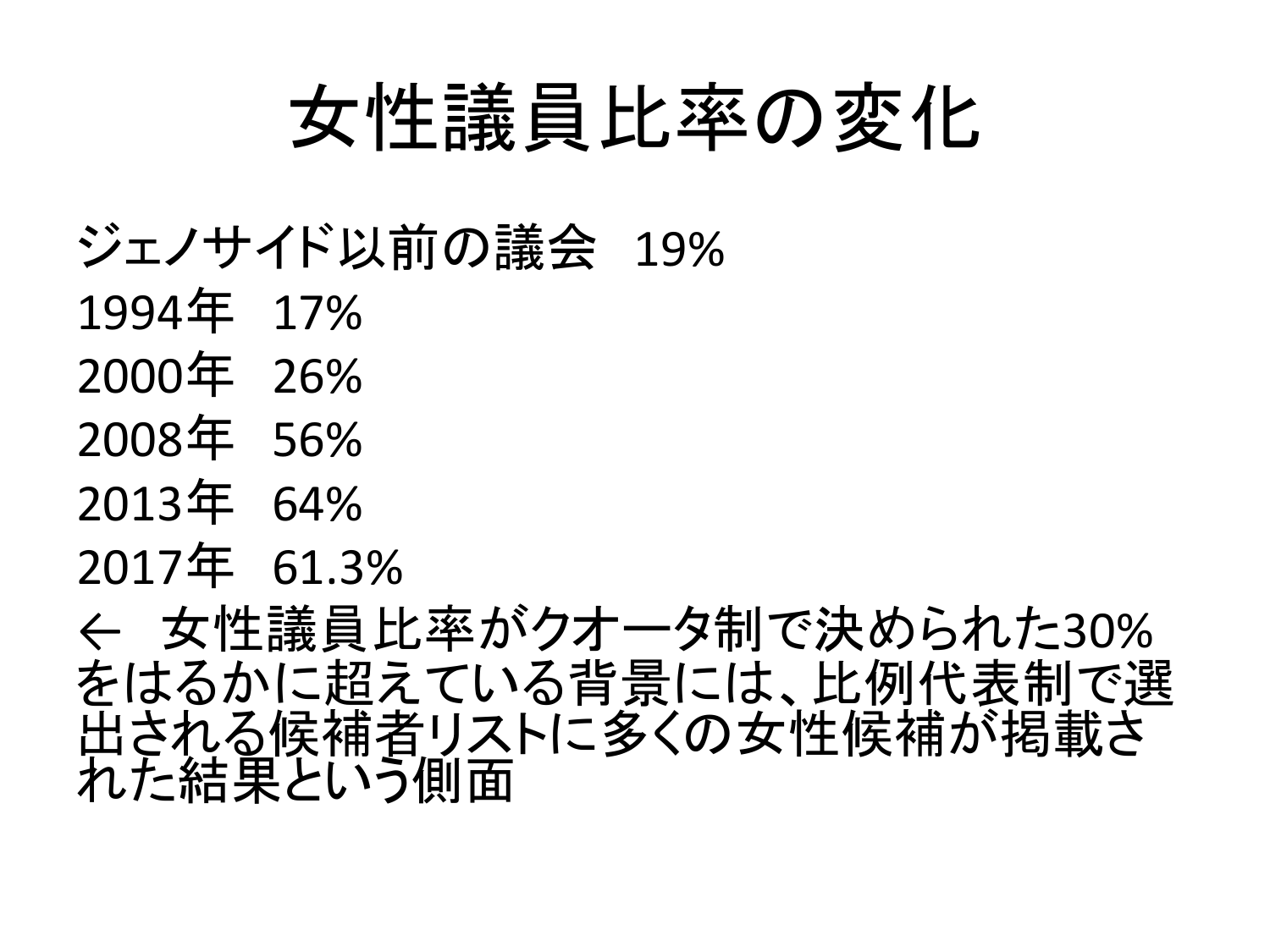# 女性議員比率の変化

ジェノサイド以前の議会　19%

1994年　17%

2000年　26%

2008年　56%

2013年　64%

2017年　61.3%

←　女性議員比率がクオータ制で決められた30%をはるかに超えている背景には、比例代表制で選出される候補者リストに多くの女性候補が掲載された結果という側面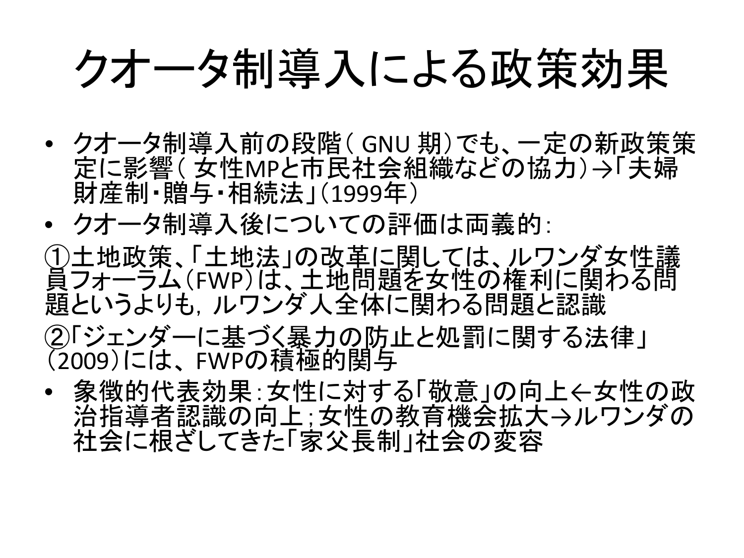# クオータ制導入による政策効果

- クオータ制導入前の段階( GNU 期)でも、一定の新政策策定に影響( 女性MPと市民社会組織などの協力)→「夫婦財産制・贈与・相続法」(1999年)
- クオータ制導入後についての評価は両義的:

①土地政策、「土地法」の改革に関しては、ルワンダ女性議員フォーラム(FWP)は、土地問題を女性の権利に関わる問題というよりも, ルワンダ人全体に関わる問題と認識

②「ジェンダーに基づく暴力の防止と処罰に関する法律」(2009)には、FWPの積極的関与

- 象徴的代表効果:女性に対する「敬意」の向上←女性の政治指導者認識の向上;女性の教育機会拡大→ルワンダの社会に根ざしてきた「家父長制」社会の変容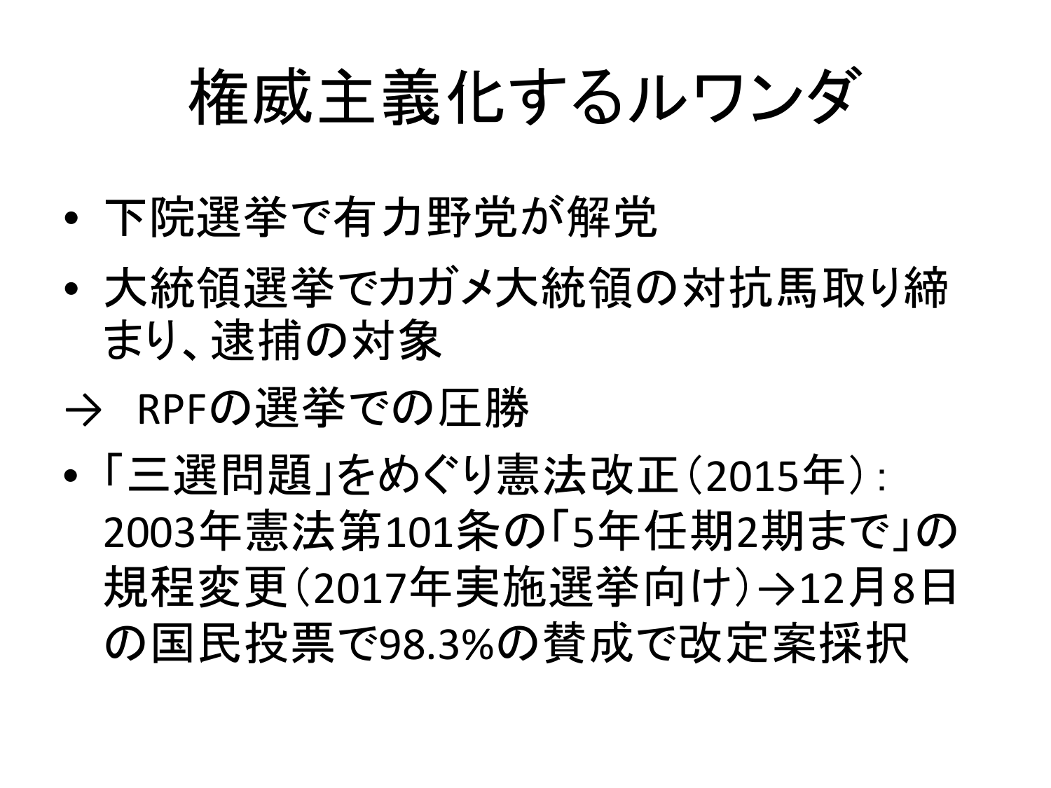# 権威主義化するルワンダ

- 下院選挙で有力野党が解党
- 大統領選挙でカガメ大統領の対抗馬取り締まり、逮捕の対象

→　RPFの選挙での圧勝

- 「三選問題」をめぐり憲法改正（2015年）：2003年憲法第101条の「5年任期2期まで」の規程変更（2017年実施選挙向け）→12月8日の国民投票で98.3%の賛成で改定案採択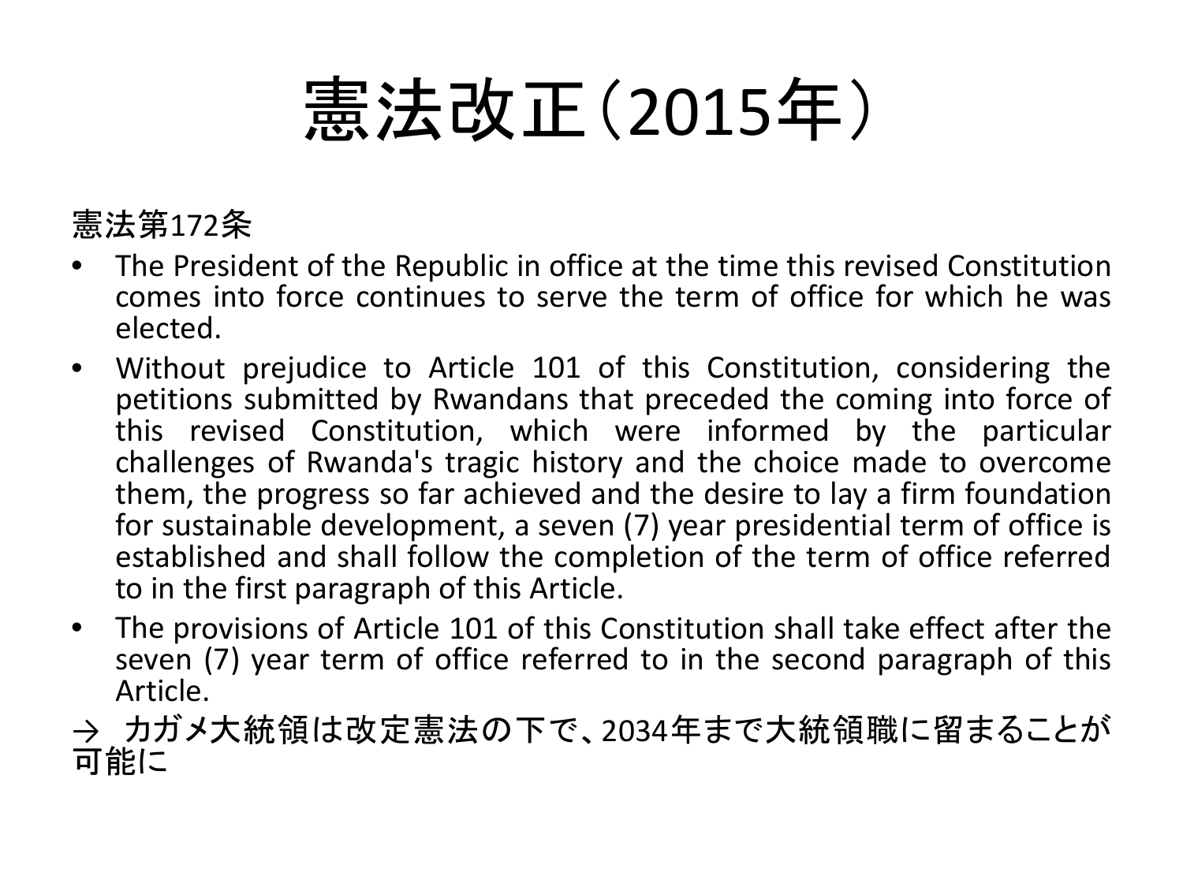# 憲法改正（2015年）

憲法第172条

- The President of the Republic in office at the time this revised Constitution comes into force continues to serve the term of office for which he was elected.
- Without prejudice to Article 101 of this Constitution, considering the petitions submitted by Rwandans that preceded the coming into force of this revised Constitution, which were informed by the particular challenges of Rwanda's tragic history and the choice made to overcome them, the progress so far achieved and the desire to lay a firm foundation for sustainable development, a seven (7) year presidential term of office is established and shall follow the completion of the term of office referred to in the first paragraph of this Article.
- The provisions of Article 101 of this Constitution shall take effect after the seven (7) year term of office referred to in the second paragraph of this Article.

→ カガメ大統領は改定憲法の下で、2034年まで大統領職に留まることが可能に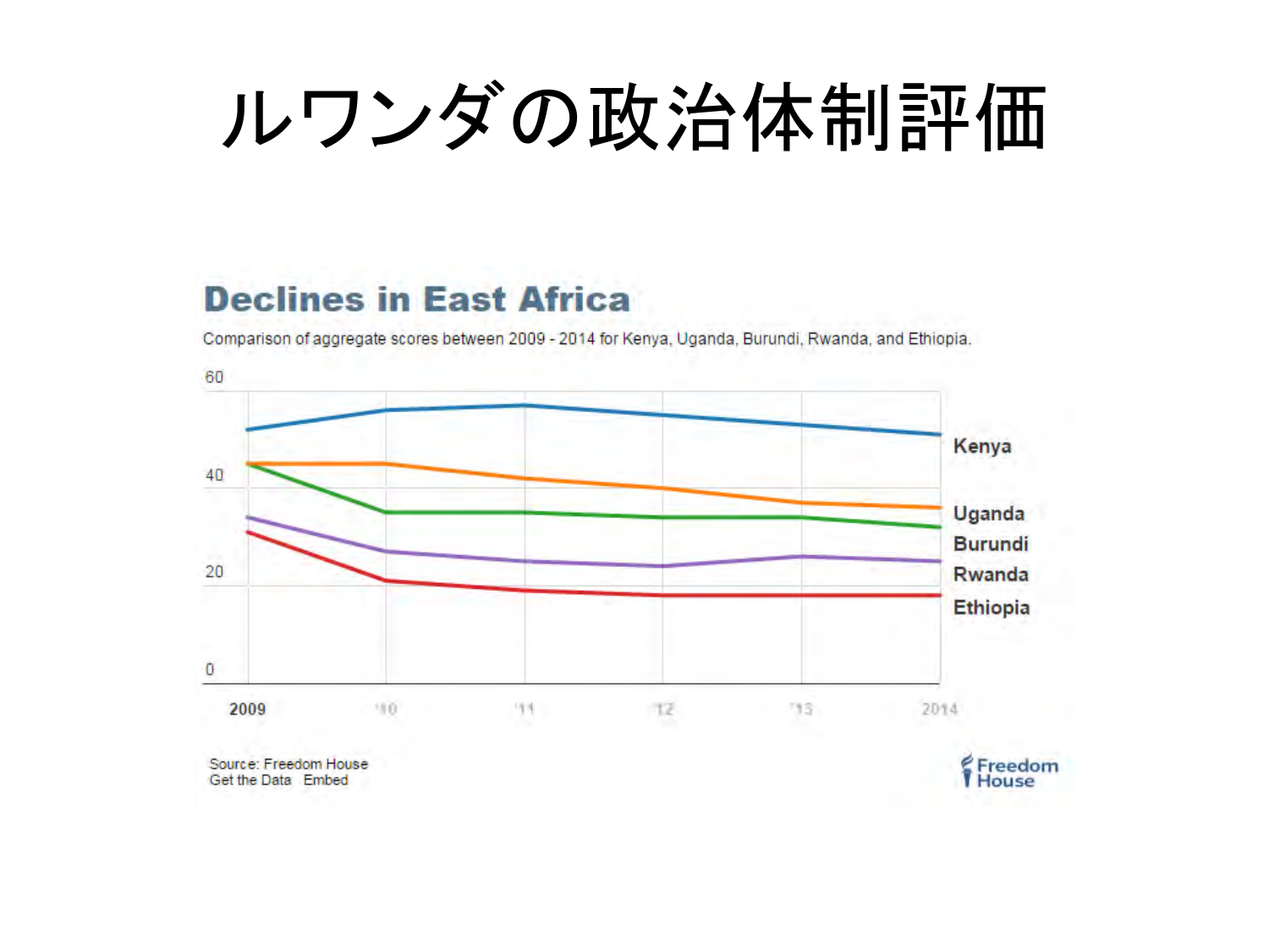# ルワンダの政治体制評価

## Declines in East Africa

Comparison of aggregate scores between 2009 - 2014 for Kenya, Uganda, Burundi, Rwanda, and Ethiopia.

60

40

20

0

Kenya

Uganda

Burundi

Rwanda

Ethiopia

2009 '10 '11 '12 '13 2014

Source: Freedom House
Get the Data Embed

Freedom House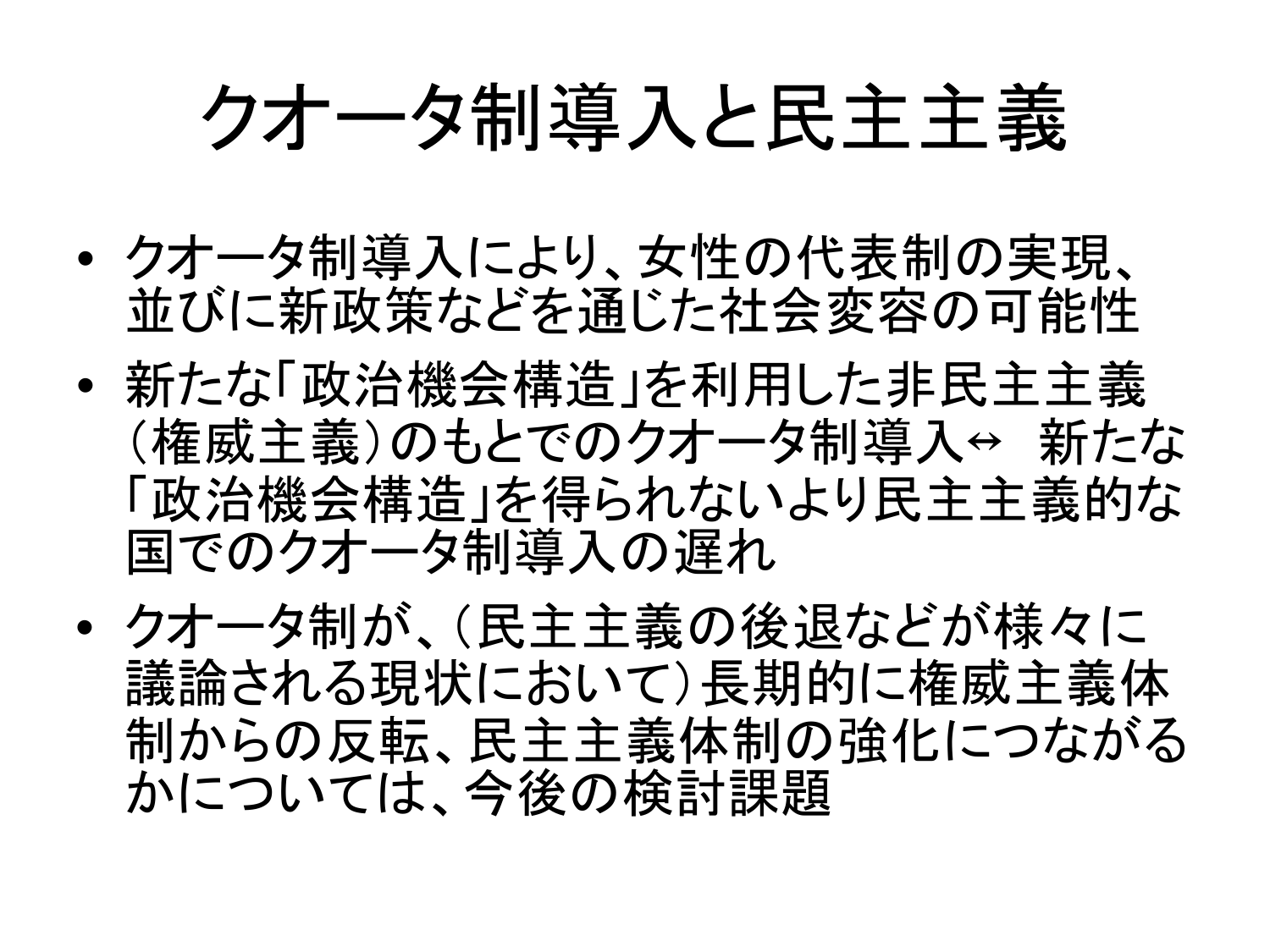# クオータ制導入と民主主義

- クオータ制導入により、女性の代表制の実現、並びに新政策などを通じた社会変容の可能性
- 新たな「政治機会構造」を利用した非民主主義（権威主義）のもとでのクオータ制導入↔ 新たな「政治機会構造」を得られないより民主主義的な国でのクオータ制導入の遅れ
- クオータ制が、（民主主義の後退などが様々に議論される現状において）長期的に権威主義体制からの反転、民主主義体制の強化につながるかについては、今後の検討課題